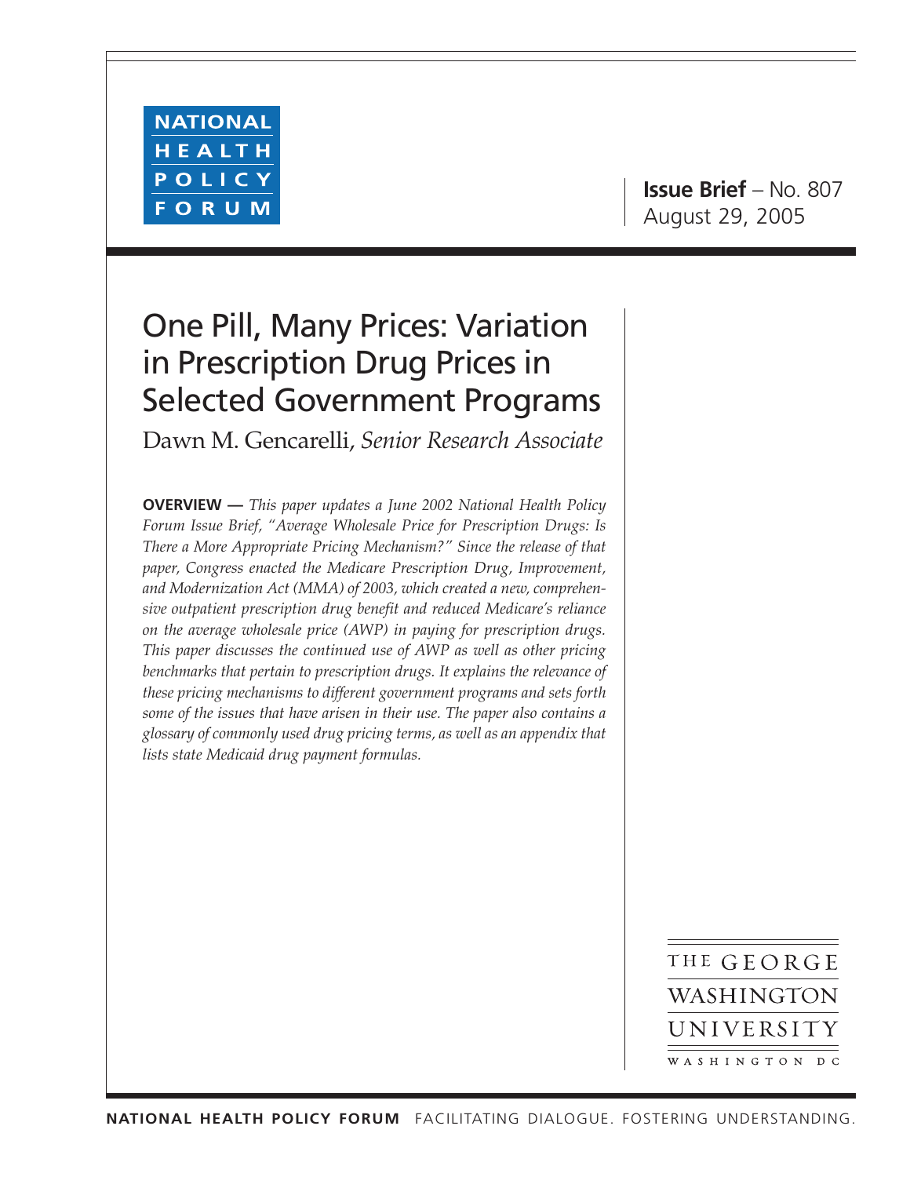NATIONAL HEALTH POLICY FORUM

**Issue Brief** – No. 807
August 29, 2005

# One Pill, Many Prices: Variation in Prescription Drug Prices in Selected Government Programs

Dawn M. Gencarelli, *Senior Research Associate*

**OVERVIEW —** *This paper updates a June 2002 National Health Policy Forum Issue Brief, "Average Wholesale Price for Prescription Drugs: Is There a More Appropriate Pricing Mechanism?" Since the release of that paper, Congress enacted the Medicare Prescription Drug, Improvement, and Modernization Act (MMA) of 2003, which created a new, comprehensive outpatient prescription drug benefit and reduced Medicare's reliance on the average wholesale price (AWP) in paying for prescription drugs. This paper discusses the continued use of AWP as well as other pricing benchmarks that pertain to prescription drugs. It explains the relevance of these pricing mechanisms to different government programs and sets forth some of the issues that have arisen in their use. The paper also contains a glossary of commonly used drug pricing terms, as well as an appendix that lists state Medicaid drug payment formulas.*

THE GEORGE WASHINGTON UNIVERSITY
WASHINGTON DC

**NATIONAL HEALTH POLICY FORUM** FACILITATING DIALOGUE. FOSTERING UNDERSTANDING.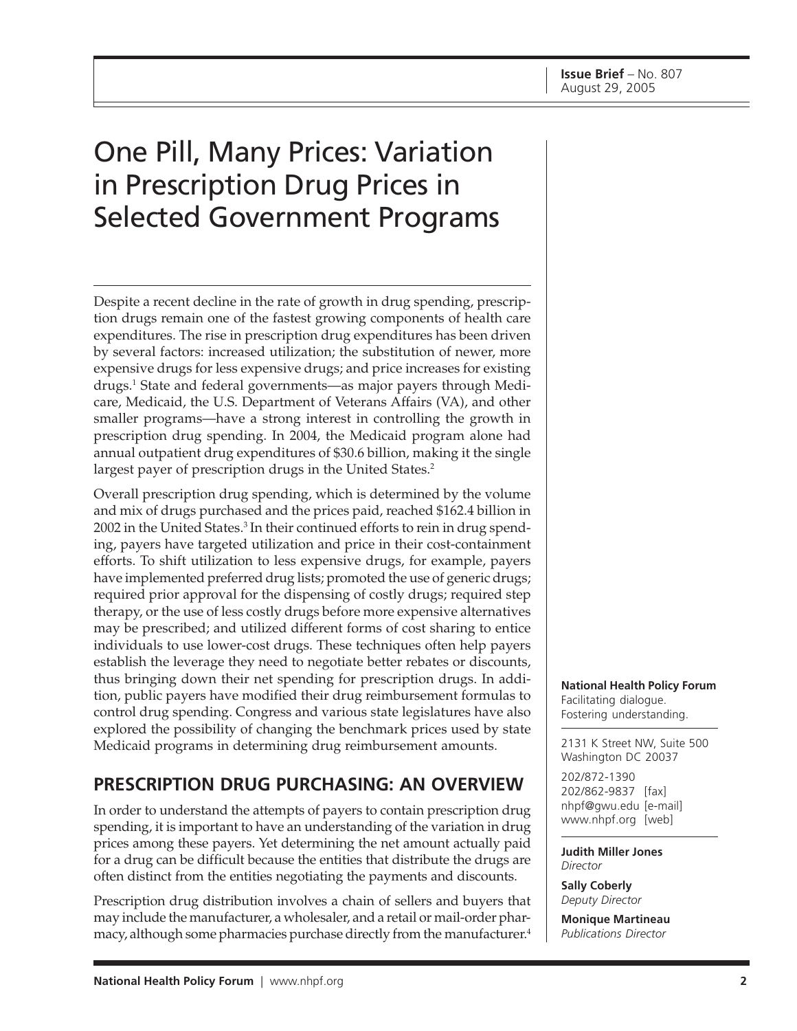**Issue Brief** – No. 807
August 29, 2005

# One Pill, Many Prices: Variation in Prescription Drug Prices in Selected Government Programs

Despite a recent decline in the rate of growth in drug spending, prescription drugs remain one of the fastest growing components of health care expenditures. The rise in prescription drug expenditures has been driven by several factors: increased utilization; the substitution of newer, more expensive drugs for less expensive drugs; and price increases for existing drugs.[1] State and federal governments—as major payers through Medicare, Medicaid, the U.S. Department of Veterans Affairs (VA), and other smaller programs—have a strong interest in controlling the growth in prescription drug spending. In 2004, the Medicaid program alone had annual outpatient drug expenditures of $30.6 billion, making it the single largest payer of prescription drugs in the United States.[2]

Overall prescription drug spending, which is determined by the volume and mix of drugs purchased and the prices paid, reached $162.4 billion in 2002 in the United States.[3] In their continued efforts to rein in drug spending, payers have targeted utilization and price in their cost-containment efforts. To shift utilization to less expensive drugs, for example, payers have implemented preferred drug lists; promoted the use of generic drugs; required prior approval for the dispensing of costly drugs; required step therapy, or the use of less costly drugs before more expensive alternatives may be prescribed; and utilized different forms of cost sharing to entice individuals to use lower-cost drugs. These techniques often help payers establish the leverage they need to negotiate better rebates or discounts, thus bringing down their net spending for prescription drugs. In addition, public payers have modified their drug reimbursement formulas to control drug spending. Congress and various state legislatures have also explored the possibility of changing the benchmark prices used by state Medicaid programs in determining drug reimbursement amounts.

## PRESCRIPTION DRUG PURCHASING: AN OVERVIEW

In order to understand the attempts of payers to contain prescription drug spending, it is important to have an understanding of the variation in drug prices among these payers. Yet determining the net amount actually paid for a drug can be difficult because the entities that distribute the drugs are often distinct from the entities negotiating the payments and discounts.

Prescription drug distribution involves a chain of sellers and buyers that may include the manufacturer, a wholesaler, and a retail or mail-order pharmacy, although some pharmacies purchase directly from the manufacturer.[4]

**National Health Policy Forum**
Facilitating dialogue.
Fostering understanding.

2131 K Street NW, Suite 500
Washington DC 20037

202/872-1390
202/862-9837 [fax]
nhpf@gwu.edu [e-mail]
www.nhpf.org [web]

**Judith Miller Jones**
*Director*

**Sally Coberly**
*Deputy Director*

**Monique Martineau**
*Publications Director*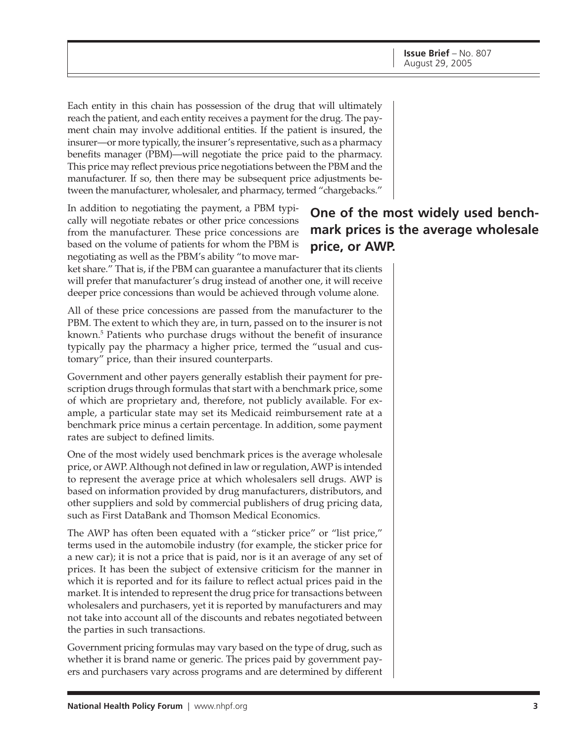Each entity in this chain has possession of the drug that will ultimately reach the patient, and each entity receives a payment for the drug. The payment chain may involve additional entities. If the patient is insured, the insurer—or more typically, the insurer's representative, such as a pharmacy benefits manager (PBM)—will negotiate the price paid to the pharmacy. This price may reflect previous price negotiations between the PBM and the manufacturer. If so, then there may be subsequent price adjustments between the manufacturer, wholesaler, and pharmacy, termed "chargebacks."

In addition to negotiating the payment, a PBM typically will negotiate rebates or other price concessions from the manufacturer. These price concessions are based on the volume of patients for whom the PBM is negotiating as well as the PBM's ability "to move market share." That is, if the PBM can guarantee a manufacturer that its clients will prefer that manufacturer's drug instead of another one, it will receive deeper price concessions than would be achieved through volume alone.

**One of the most widely used benchmark prices is the average wholesale price, or AWP.**

All of these price concessions are passed from the manufacturer to the PBM. The extent to which they are, in turn, passed on to the insurer is not known.[5] Patients who purchase drugs without the benefit of insurance typically pay the pharmacy a higher price, termed the "usual and customary" price, than their insured counterparts.

Government and other payers generally establish their payment for prescription drugs through formulas that start with a benchmark price, some of which are proprietary and, therefore, not publicly available. For example, a particular state may set its Medicaid reimbursement rate at a benchmark price minus a certain percentage. In addition, some payment rates are subject to defined limits.

One of the most widely used benchmark prices is the average wholesale price, or AWP. Although not defined in law or regulation, AWP is intended to represent the average price at which wholesalers sell drugs. AWP is based on information provided by drug manufacturers, distributors, and other suppliers and sold by commercial publishers of drug pricing data, such as First DataBank and Thomson Medical Economics.

The AWP has often been equated with a "sticker price" or "list price," terms used in the automobile industry (for example, the sticker price for a new car); it is not a price that is paid, nor is it an average of any set of prices. It has been the subject of extensive criticism for the manner in which it is reported and for its failure to reflect actual prices paid in the market. It is intended to represent the drug price for transactions between wholesalers and purchasers, yet it is reported by manufacturers and may not take into account all of the discounts and rebates negotiated between the parties in such transactions.

Government pricing formulas may vary based on the type of drug, such as whether it is brand name or generic. The prices paid by government payers and purchasers vary across programs and are determined by different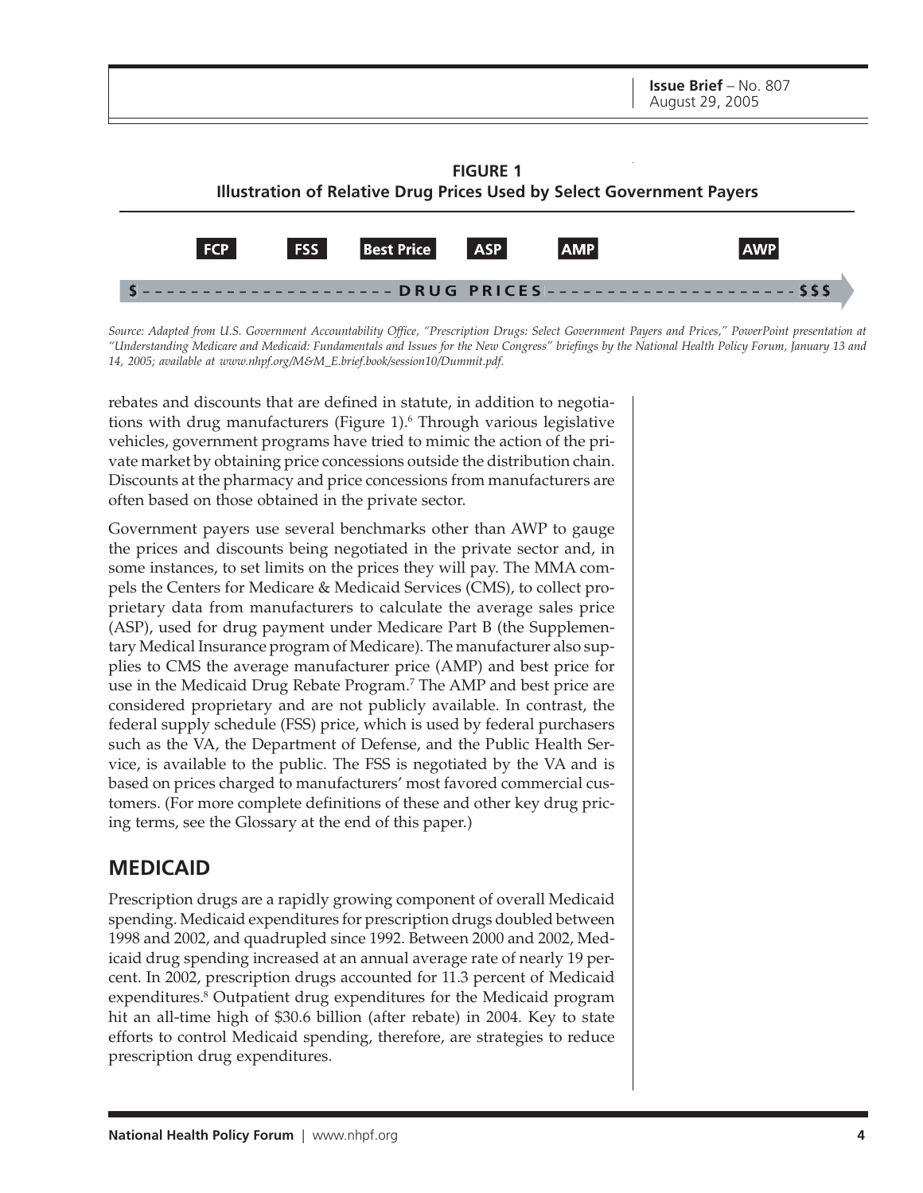**FIGURE 1**
**Illustration of Relative Drug Prices Used by Select Government Payers**

FCP | FSS | Best Price | ASP | AMP | AWP

$ – – – – – – – – – – – – – – – – – – – – DRUG PRICES – – – – – – – – – – – – – – – – – – – – $$$

*Source: Adapted from U.S. Government Accountability Office, "Prescription Drugs: Select Government Payers and Prices," PowerPoint presentation at "Understanding Medicare and Medicaid: Fundamentals and Issues for the New Congress" briefings by the National Health Policy Forum, January 13 and 14, 2005; available at www.nhpf.org/M&M_E.brief.book/session10/Dummit.pdf.*

rebates and discounts that are defined in statute, in addition to negotiations with drug manufacturers (Figure 1).[6] Through various legislative vehicles, government programs have tried to mimic the action of the private market by obtaining price concessions outside the distribution chain. Discounts at the pharmacy and price concessions from manufacturers are often based on those obtained in the private sector.

Government payers use several benchmarks other than AWP to gauge the prices and discounts being negotiated in the private sector and, in some instances, to set limits on the prices they will pay. The MMA compels the Centers for Medicare & Medicaid Services (CMS), to collect proprietary data from manufacturers to calculate the average sales price (ASP), used for drug payment under Medicare Part B (the Supplementary Medical Insurance program of Medicare). The manufacturer also supplies to CMS the average manufacturer price (AMP) and best price for use in the Medicaid Drug Rebate Program.[7] The AMP and best price are considered proprietary and are not publicly available. In contrast, the federal supply schedule (FSS) price, which is used by federal purchasers such as the VA, the Department of Defense, and the Public Health Service, is available to the public. The FSS is negotiated by the VA and is based on prices charged to manufacturers' most favored commercial customers. (For more complete definitions of these and other key drug pricing terms, see the Glossary at the end of this paper.)

## MEDICAID

Prescription drugs are a rapidly growing component of overall Medicaid spending. Medicaid expenditures for prescription drugs doubled between 1998 and 2002, and quadrupled since 1992. Between 2000 and 2002, Medicaid drug spending increased at an annual average rate of nearly 19 percent. In 2002, prescription drugs accounted for 11.3 percent of Medicaid expenditures.[8] Outpatient drug expenditures for the Medicaid program hit an all-time high of $30.6 billion (after rebate) in 2004. Key to state efforts to control Medicaid spending, therefore, are strategies to reduce prescription drug expenditures.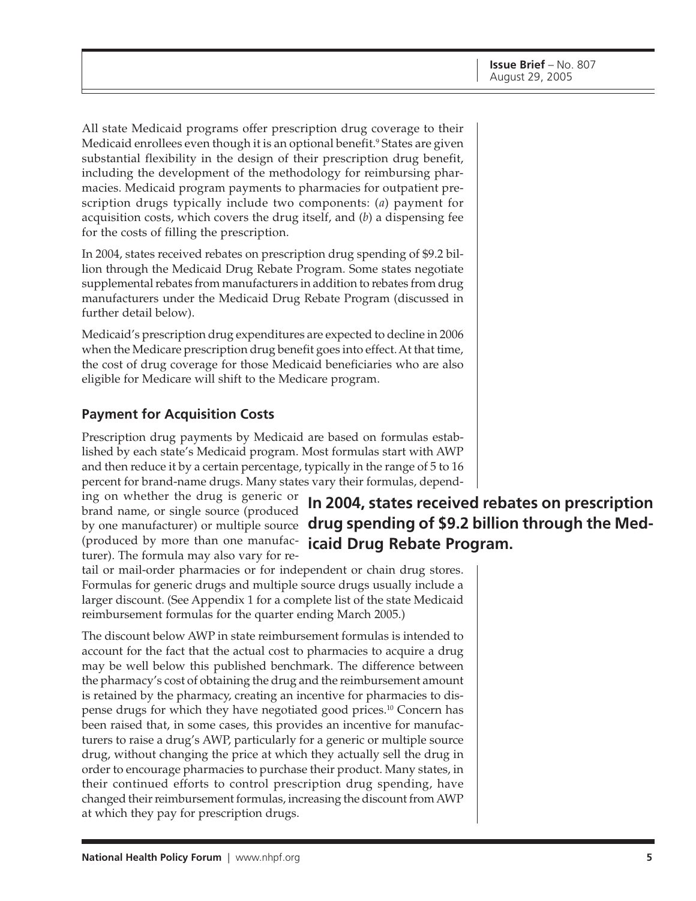All state Medicaid programs offer prescription drug coverage to their Medicaid enrollees even though it is an optional benefit.[9] States are given substantial flexibility in the design of their prescription drug benefit, including the development of the methodology for reimbursing pharmacies. Medicaid program payments to pharmacies for outpatient prescription drugs typically include two components: (*a*) payment for acquisition costs, which covers the drug itself, and (*b*) a dispensing fee for the costs of filling the prescription.

In 2004, states received rebates on prescription drug spending of $9.2 billion through the Medicaid Drug Rebate Program. Some states negotiate supplemental rebates from manufacturers in addition to rebates from drug manufacturers under the Medicaid Drug Rebate Program (discussed in further detail below).

Medicaid's prescription drug expenditures are expected to decline in 2006 when the Medicare prescription drug benefit goes into effect. At that time, the cost of drug coverage for those Medicaid beneficiaries who are also eligible for Medicare will shift to the Medicare program.

### Payment for Acquisition Costs

Prescription drug payments by Medicaid are based on formulas established by each state's Medicaid program. Most formulas start with AWP and then reduce it by a certain percentage, typically in the range of 5 to 16 percent for brand-name drugs. Many states vary their formulas, depending on whether the drug is generic or brand name, or single source (produced by one manufacturer) or multiple source (produced by more than one manufacturer). The formula may also vary for retail or mail-order pharmacies or for independent or chain drug stores. Formulas for generic drugs and multiple source drugs usually include a larger discount. (See Appendix 1 for a complete list of the state Medicaid reimbursement formulas for the quarter ending March 2005.)

**In 2004, states received rebates on prescription drug spending of $9.2 billion through the Medicaid Drug Rebate Program.**

The discount below AWP in state reimbursement formulas is intended to account for the fact that the actual cost to pharmacies to acquire a drug may be well below this published benchmark. The difference between the pharmacy's cost of obtaining the drug and the reimbursement amount is retained by the pharmacy, creating an incentive for pharmacies to dispense drugs for which they have negotiated good prices.[10] Concern has been raised that, in some cases, this provides an incentive for manufacturers to raise a drug's AWP, particularly for a generic or multiple source drug, without changing the price at which they actually sell the drug in order to encourage pharmacies to purchase their product. Many states, in their continued efforts to control prescription drug spending, have changed their reimbursement formulas, increasing the discount from AWP at which they pay for prescription drugs.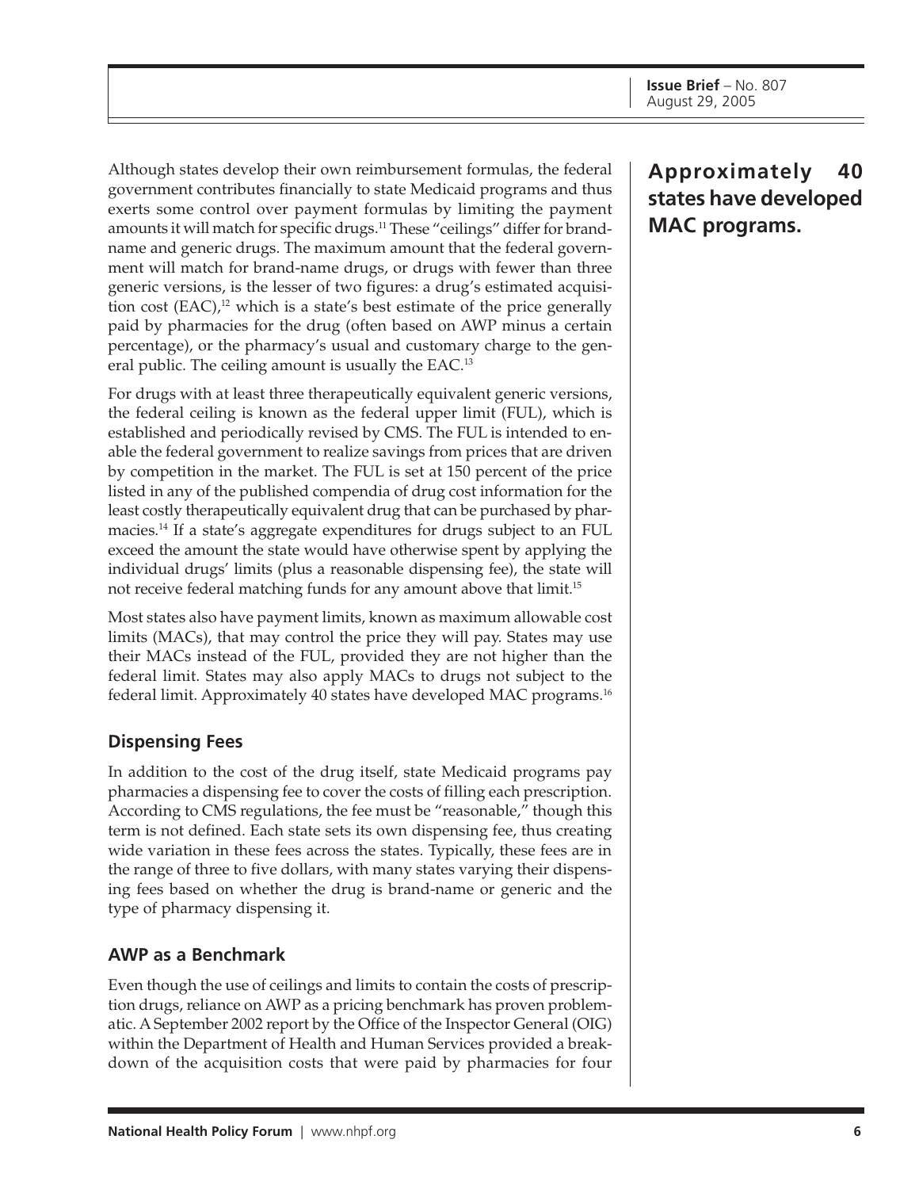Although states develop their own reimbursement formulas, the federal government contributes financially to state Medicaid programs and thus exerts some control over payment formulas by limiting the payment amounts it will match for specific drugs.[11] These "ceilings" differ for brand-name and generic drugs. The maximum amount that the federal government will match for brand-name drugs, or drugs with fewer than three generic versions, is the lesser of two figures: a drug's estimated acquisition cost (EAC),[12] which is a state's best estimate of the price generally paid by pharmacies for the drug (often based on AWP minus a certain percentage), or the pharmacy's usual and customary charge to the general public. The ceiling amount is usually the EAC.[13]

For drugs with at least three therapeutically equivalent generic versions, the federal ceiling is known as the federal upper limit (FUL), which is established and periodically revised by CMS. The FUL is intended to enable the federal government to realize savings from prices that are driven by competition in the market. The FUL is set at 150 percent of the price listed in any of the published compendia of drug cost information for the least costly therapeutically equivalent drug that can be purchased by pharmacies.[14] If a state's aggregate expenditures for drugs subject to an FUL exceed the amount the state would have otherwise spent by applying the individual drugs' limits (plus a reasonable dispensing fee), the state will not receive federal matching funds for any amount above that limit.[15]

Most states also have payment limits, known as maximum allowable cost limits (MACs), that may control the price they will pay. States may use their MACs instead of the FUL, provided they are not higher than the federal limit. States may also apply MACs to drugs not subject to the federal limit. Approximately 40 states have developed MAC programs.[16]

**Approximately 40 states have developed MAC programs.**

## Dispensing Fees

In addition to the cost of the drug itself, state Medicaid programs pay pharmacies a dispensing fee to cover the costs of filling each prescription. According to CMS regulations, the fee must be "reasonable," though this term is not defined. Each state sets its own dispensing fee, thus creating wide variation in these fees across the states. Typically, these fees are in the range of three to five dollars, with many states varying their dispensing fees based on whether the drug is brand-name or generic and the type of pharmacy dispensing it.

## AWP as a Benchmark

Even though the use of ceilings and limits to contain the costs of prescription drugs, reliance on AWP as a pricing benchmark has proven problematic. A September 2002 report by the Office of the Inspector General (OIG) within the Department of Health and Human Services provided a breakdown of the acquisition costs that were paid by pharmacies for four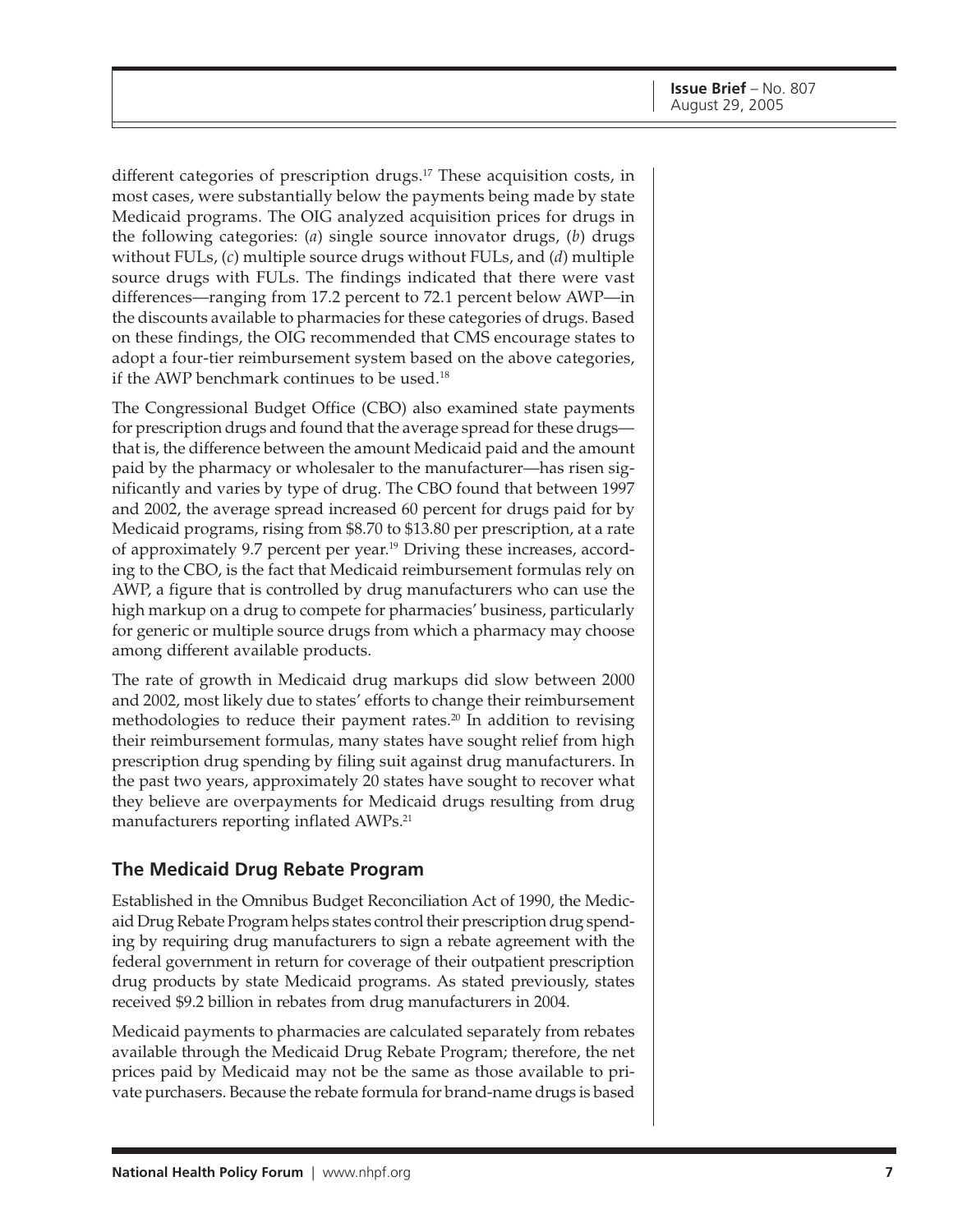different categories of prescription drugs.[17] These acquisition costs, in most cases, were substantially below the payments being made by state Medicaid programs. The OIG analyzed acquisition prices for drugs in the following categories: (*a*) single source innovator drugs, (*b*) drugs without FULs, (*c*) multiple source drugs without FULs, and (*d*) multiple source drugs with FULs. The findings indicated that there were vast differences—ranging from 17.2 percent to 72.1 percent below AWP—in the discounts available to pharmacies for these categories of drugs. Based on these findings, the OIG recommended that CMS encourage states to adopt a four-tier reimbursement system based on the above categories, if the AWP benchmark continues to be used.[18]

The Congressional Budget Office (CBO) also examined state payments for prescription drugs and found that the average spread for these drugs—that is, the difference between the amount Medicaid paid and the amount paid by the pharmacy or wholesaler to the manufacturer—has risen significantly and varies by type of drug. The CBO found that between 1997 and 2002, the average spread increased 60 percent for drugs paid for by Medicaid programs, rising from $8.70 to $13.80 per prescription, at a rate of approximately 9.7 percent per year.[19] Driving these increases, according to the CBO, is the fact that Medicaid reimbursement formulas rely on AWP, a figure that is controlled by drug manufacturers who can use the high markup on a drug to compete for pharmacies' business, particularly for generic or multiple source drugs from which a pharmacy may choose among different available products.

The rate of growth in Medicaid drug markups did slow between 2000 and 2002, most likely due to states' efforts to change their reimbursement methodologies to reduce their payment rates.[20] In addition to revising their reimbursement formulas, many states have sought relief from high prescription drug spending by filing suit against drug manufacturers. In the past two years, approximately 20 states have sought to recover what they believe are overpayments for Medicaid drugs resulting from drug manufacturers reporting inflated AWPs.[21]

## The Medicaid Drug Rebate Program

Established in the Omnibus Budget Reconciliation Act of 1990, the Medicaid Drug Rebate Program helps states control their prescription drug spending by requiring drug manufacturers to sign a rebate agreement with the federal government in return for coverage of their outpatient prescription drug products by state Medicaid programs. As stated previously, states received $9.2 billion in rebates from drug manufacturers in 2004.

Medicaid payments to pharmacies are calculated separately from rebates available through the Medicaid Drug Rebate Program; therefore, the net prices paid by Medicaid may not be the same as those available to private purchasers. Because the rebate formula for brand-name drugs is based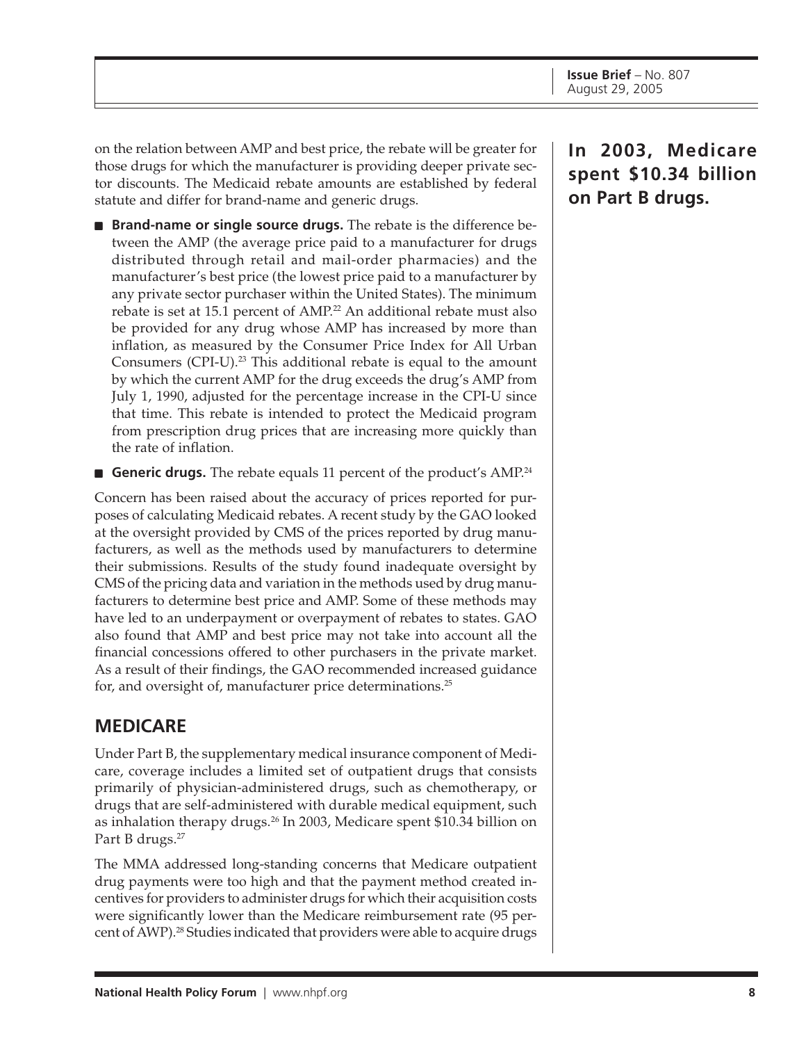on the relation between AMP and best price, the rebate will be greater for those drugs for which the manufacturer is providing deeper private sector discounts. The Medicaid rebate amounts are established by federal statute and differ for brand-name and generic drugs.

- **Brand-name or single source drugs.** The rebate is the difference between the AMP (the average price paid to a manufacturer for drugs distributed through retail and mail-order pharmacies) and the manufacturer's best price (the lowest price paid to a manufacturer by any private sector purchaser within the United States). The minimum rebate is set at 15.1 percent of AMP.[22] An additional rebate must also be provided for any drug whose AMP has increased by more than inflation, as measured by the Consumer Price Index for All Urban Consumers (CPI-U).[23] This additional rebate is equal to the amount by which the current AMP for the drug exceeds the drug's AMP from July 1, 1990, adjusted for the percentage increase in the CPI-U since that time. This rebate is intended to protect the Medicaid program from prescription drug prices that are increasing more quickly than the rate of inflation.
- **Generic drugs.** The rebate equals 11 percent of the product's AMP.[24]

Concern has been raised about the accuracy of prices reported for purposes of calculating Medicaid rebates. A recent study by the GAO looked at the oversight provided by CMS of the prices reported by drug manufacturers, as well as the methods used by manufacturers to determine their submissions. Results of the study found inadequate oversight by CMS of the pricing data and variation in the methods used by drug manufacturers to determine best price and AMP. Some of these methods may have led to an underpayment or overpayment of rebates to states. GAO also found that AMP and best price may not take into account all the financial concessions offered to other purchasers in the private market. As a result of their findings, the GAO recommended increased guidance for, and oversight of, manufacturer price determinations.[25]

## MEDICARE

Under Part B, the supplementary medical insurance component of Medicare, coverage includes a limited set of outpatient drugs that consists primarily of physician-administered drugs, such as chemotherapy, or drugs that are self-administered with durable medical equipment, such as inhalation therapy drugs.[26] In 2003, Medicare spent $10.34 billion on Part B drugs.[27]

**In 2003, Medicare spent $10.34 billion on Part B drugs.**

The MMA addressed long-standing concerns that Medicare outpatient drug payments were too high and that the payment method created incentives for providers to administer drugs for which their acquisition costs were significantly lower than the Medicare reimbursement rate (95 percent of AWP).[28] Studies indicated that providers were able to acquire drugs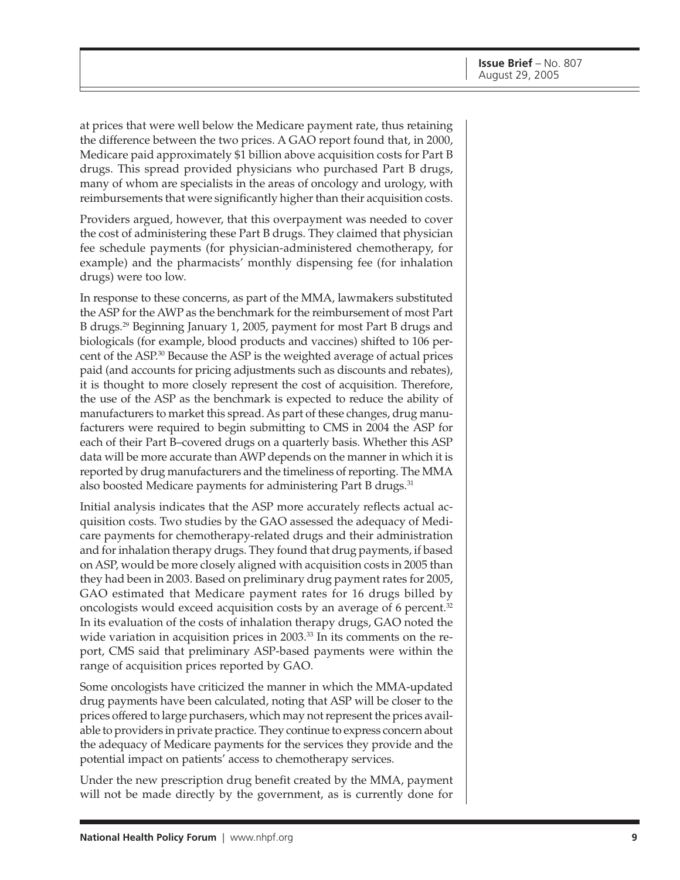at prices that were well below the Medicare payment rate, thus retaining the difference between the two prices. A GAO report found that, in 2000, Medicare paid approximately $1 billion above acquisition costs for Part B drugs. This spread provided physicians who purchased Part B drugs, many of whom are specialists in the areas of oncology and urology, with reimbursements that were significantly higher than their acquisition costs.

Providers argued, however, that this overpayment was needed to cover the cost of administering these Part B drugs. They claimed that physician fee schedule payments (for physician-administered chemotherapy, for example) and the pharmacists' monthly dispensing fee (for inhalation drugs) were too low.

In response to these concerns, as part of the MMA, lawmakers substituted the ASP for the AWP as the benchmark for the reimbursement of most Part B drugs.[29] Beginning January 1, 2005, payment for most Part B drugs and biologicals (for example, blood products and vaccines) shifted to 106 percent of the ASP.[30] Because the ASP is the weighted average of actual prices paid (and accounts for pricing adjustments such as discounts and rebates), it is thought to more closely represent the cost of acquisition. Therefore, the use of the ASP as the benchmark is expected to reduce the ability of manufacturers to market this spread. As part of these changes, drug manufacturers were required to begin submitting to CMS in 2004 the ASP for each of their Part B–covered drugs on a quarterly basis. Whether this ASP data will be more accurate than AWP depends on the manner in which it is reported by drug manufacturers and the timeliness of reporting. The MMA also boosted Medicare payments for administering Part B drugs.[31]

Initial analysis indicates that the ASP more accurately reflects actual acquisition costs. Two studies by the GAO assessed the adequacy of Medicare payments for chemotherapy-related drugs and their administration and for inhalation therapy drugs. They found that drug payments, if based on ASP, would be more closely aligned with acquisition costs in 2005 than they had been in 2003. Based on preliminary drug payment rates for 2005, GAO estimated that Medicare payment rates for 16 drugs billed by oncologists would exceed acquisition costs by an average of 6 percent.[32] In its evaluation of the costs of inhalation therapy drugs, GAO noted the wide variation in acquisition prices in 2003.[33] In its comments on the report, CMS said that preliminary ASP-based payments were within the range of acquisition prices reported by GAO.

Some oncologists have criticized the manner in which the MMA-updated drug payments have been calculated, noting that ASP will be closer to the prices offered to large purchasers, which may not represent the prices available to providers in private practice. They continue to express concern about the adequacy of Medicare payments for the services they provide and the potential impact on patients' access to chemotherapy services.

Under the new prescription drug benefit created by the MMA, payment will not be made directly by the government, as is currently done for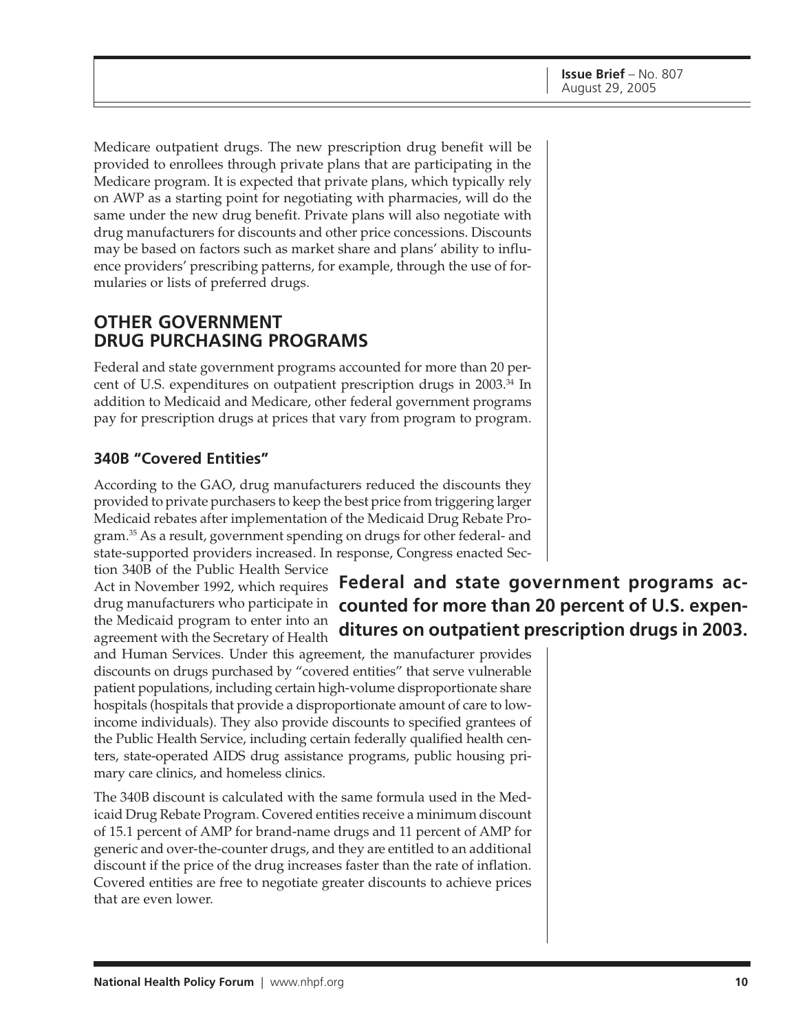Medicare outpatient drugs. The new prescription drug benefit will be provided to enrollees through private plans that are participating in the Medicare program. It is expected that private plans, which typically rely on AWP as a starting point for negotiating with pharmacies, will do the same under the new drug benefit. Private plans will also negotiate with drug manufacturers for discounts and other price concessions. Discounts may be based on factors such as market share and plans' ability to influence providers' prescribing patterns, for example, through the use of formularies or lists of preferred drugs.

## OTHER GOVERNMENT DRUG PURCHASING PROGRAMS

Federal and state government programs accounted for more than 20 percent of U.S. expenditures on outpatient prescription drugs in 2003.[34] In addition to Medicaid and Medicare, other federal government programs pay for prescription drugs at prices that vary from program to program.

### 340B "Covered Entities"

According to the GAO, drug manufacturers reduced the discounts they provided to private purchasers to keep the best price from triggering larger Medicaid rebates after implementation of the Medicaid Drug Rebate Program.[35] As a result, government spending on drugs for other federal- and state-supported providers increased. In response, Congress enacted Section 340B of the Public Health Service Act in November 1992, which requires drug manufacturers who participate in the Medicaid program to enter into an agreement with the Secretary of Health and Human Services. Under this agreement, the manufacturer provides discounts on drugs purchased by "covered entities" that serve vulnerable patient populations, including certain high-volume disproportionate share hospitals (hospitals that provide a disproportionate amount of care to low-income individuals). They also provide discounts to specified grantees of the Public Health Service, including certain federally qualified health centers, state-operated AIDS drug assistance programs, public housing primary care clinics, and homeless clinics.

**Federal and state government programs accounted for more than 20 percent of U.S. expenditures on outpatient prescription drugs in 2003.**

The 340B discount is calculated with the same formula used in the Medicaid Drug Rebate Program. Covered entities receive a minimum discount of 15.1 percent of AMP for brand-name drugs and 11 percent of AMP for generic and over-the-counter drugs, and they are entitled to an additional discount if the price of the drug increases faster than the rate of inflation. Covered entities are free to negotiate greater discounts to achieve prices that are even lower.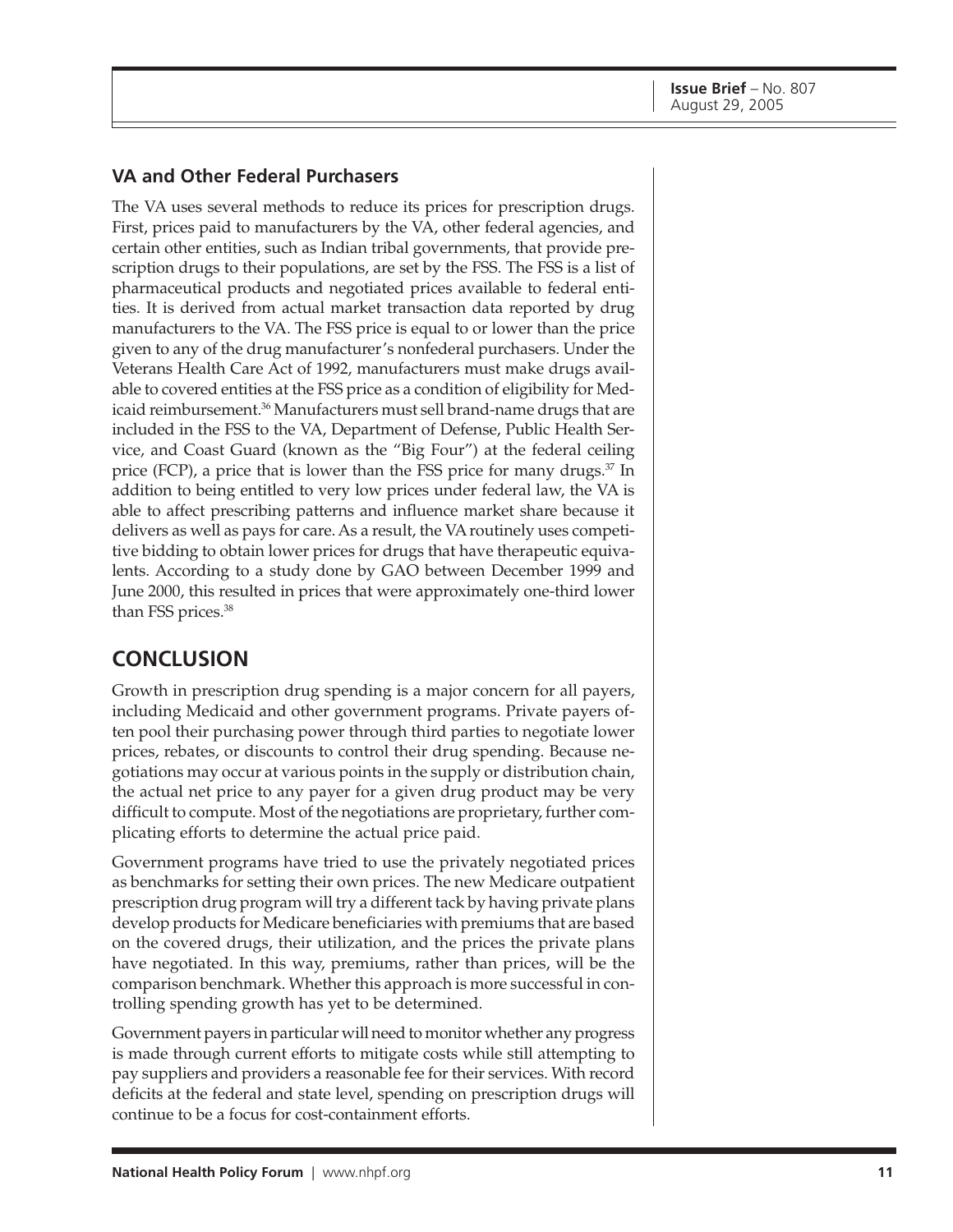### VA and Other Federal Purchasers

The VA uses several methods to reduce its prices for prescription drugs. First, prices paid to manufacturers by the VA, other federal agencies, and certain other entities, such as Indian tribal governments, that provide prescription drugs to their populations, are set by the FSS. The FSS is a list of pharmaceutical products and negotiated prices available to federal entities. It is derived from actual market transaction data reported by drug manufacturers to the VA. The FSS price is equal to or lower than the price given to any of the drug manufacturer's nonfederal purchasers. Under the Veterans Health Care Act of 1992, manufacturers must make drugs available to covered entities at the FSS price as a condition of eligibility for Medicaid reimbursement.[36] Manufacturers must sell brand-name drugs that are included in the FSS to the VA, Department of Defense, Public Health Service, and Coast Guard (known as the "Big Four") at the federal ceiling price (FCP), a price that is lower than the FSS price for many drugs.[37] In addition to being entitled to very low prices under federal law, the VA is able to affect prescribing patterns and influence market share because it delivers as well as pays for care. As a result, the VA routinely uses competitive bidding to obtain lower prices for drugs that have therapeutic equivalents. According to a study done by GAO between December 1999 and June 2000, this resulted in prices that were approximately one-third lower than FSS prices.[38]

## CONCLUSION

Growth in prescription drug spending is a major concern for all payers, including Medicaid and other government programs. Private payers often pool their purchasing power through third parties to negotiate lower prices, rebates, or discounts to control their drug spending. Because negotiations may occur at various points in the supply or distribution chain, the actual net price to any payer for a given drug product may be very difficult to compute. Most of the negotiations are proprietary, further complicating efforts to determine the actual price paid.

Government programs have tried to use the privately negotiated prices as benchmarks for setting their own prices. The new Medicare outpatient prescription drug program will try a different tack by having private plans develop products for Medicare beneficiaries with premiums that are based on the covered drugs, their utilization, and the prices the private plans have negotiated. In this way, premiums, rather than prices, will be the comparison benchmark. Whether this approach is more successful in controlling spending growth has yet to be determined.

Government payers in particular will need to monitor whether any progress is made through current efforts to mitigate costs while still attempting to pay suppliers and providers a reasonable fee for their services. With record deficits at the federal and state level, spending on prescription drugs will continue to be a focus for cost-containment efforts.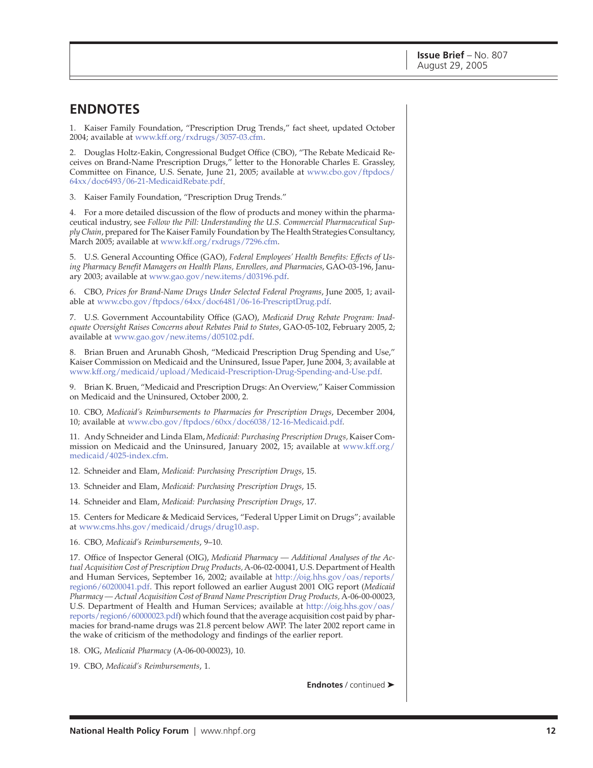## ENDNOTES

1. Kaiser Family Foundation, "Prescription Drug Trends," fact sheet, updated October 2004; available at www.kff.org/rxdrugs/3057-03.cfm.

2. Douglas Holtz-Eakin, Congressional Budget Office (CBO), "The Rebate Medicaid Receives on Brand-Name Prescription Drugs," letter to the Honorable Charles E. Grassley, Committee on Finance, U.S. Senate, June 21, 2005; available at www.cbo.gov/ftpdocs/64xx/doc6493/06-21-MedicaidRebate.pdf.

3. Kaiser Family Foundation, "Prescription Drug Trends."

4. For a more detailed discussion of the flow of products and money within the pharmaceutical industry, see *Follow the Pill: Understanding the U.S. Commercial Pharmaceutical Supply Chain*, prepared for The Kaiser Family Foundation by The Health Strategies Consultancy, March 2005; available at www.kff.org/rxdrugs/7296.cfm.

5. U.S. General Accounting Office (GAO), *Federal Employees' Health Benefits: Effects of Using Pharmacy Benefit Managers on Health Plans, Enrollees, and Pharmacies*, GAO-03-196, January 2003; available at www.gao.gov/new.items/d03196.pdf.

6. CBO, *Prices for Brand-Name Drugs Under Selected Federal Programs*, June 2005, 1; available at www.cbo.gov/ftpdocs/64xx/doc6481/06-16-PrescriptDrug.pdf.

7. U.S. Government Accountability Office (GAO), *Medicaid Drug Rebate Program: Inadequate Oversight Raises Concerns about Rebates Paid to States*, GAO-05-102, February 2005, 2; available at www.gao.gov/new.items/d05102.pdf.

8. Brian Bruen and Arunabh Ghosh, "Medicaid Prescription Drug Spending and Use," Kaiser Commission on Medicaid and the Uninsured, Issue Paper, June 2004, 3; available at www.kff.org/medicaid/upload/Medicaid-Prescription-Drug-Spending-and-Use.pdf.

9. Brian K. Bruen, "Medicaid and Prescription Drugs: An Overview," Kaiser Commission on Medicaid and the Uninsured, October 2000, 2.

10. CBO, *Medicaid's Reimbursements to Pharmacies for Prescription Drugs*, December 2004, 10; available at www.cbo.gov/ftpdocs/60xx/doc6038/12-16-Medicaid.pdf.

11. Andy Schneider and Linda Elam, *Medicaid: Purchasing Prescription Drugs,* Kaiser Commission on Medicaid and the Uninsured, January 2002, 15; available at www.kff.org/medicaid/4025-index.cfm.

12. Schneider and Elam, *Medicaid: Purchasing Prescription Drugs*, 15.

13. Schneider and Elam, *Medicaid: Purchasing Prescription Drugs*, 15.

14. Schneider and Elam, *Medicaid: Purchasing Prescription Drugs*, 17.

15. Centers for Medicare & Medicaid Services, "Federal Upper Limit on Drugs"; available at www.cms.hhs.gov/medicaid/drugs/drug10.asp.

16. CBO, *Medicaid's Reimbursements*, 9–10.

17. Office of Inspector General (OIG), *Medicaid Pharmacy — Additional Analyses of the Actual Acquisition Cost of Prescription Drug Products,* A-06-02-00041, U.S. Department of Health and Human Services, September 16, 2002; available at http://oig.hhs.gov/oas/reports/region6/60200041.pdf. This report followed an earlier August 2001 OIG report (*Medicaid Pharmacy — Actual Acquisition Cost of Brand Name Prescription Drug Products,* A-06-00-00023, U.S. Department of Health and Human Services; available at http://oig.hhs.gov/oas/reports/region6/60000023.pdf) which found that the average acquisition cost paid by pharmacies for brand-name drugs was 21.8 percent below AWP. The later 2002 report came in the wake of criticism of the methodology and findings of the earlier report.

18. OIG, *Medicaid Pharmacy* (A-06-00-00023), 10.

19. CBO, *Medicaid's Reimbursements*, 1.

**Endnotes** / continued ➤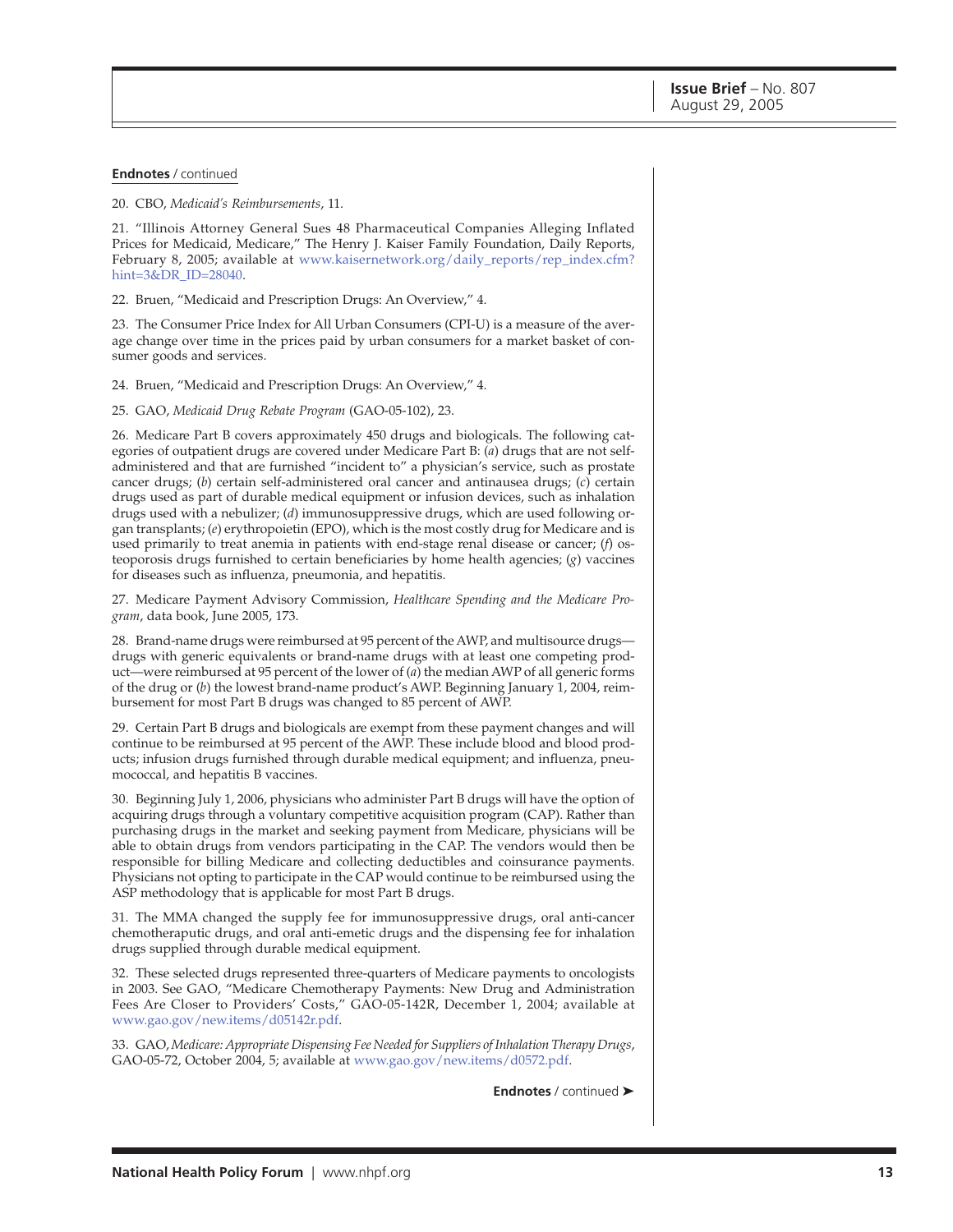**Endnotes** / continued

20. CBO, *Medicaid's Reimbursements*, 11.

21. "Illinois Attorney General Sues 48 Pharmaceutical Companies Alleging Inflated Prices for Medicaid, Medicare," The Henry J. Kaiser Family Foundation, Daily Reports, February 8, 2005; available at www.kaisernetwork.org/daily_reports/rep_index.cfm?hint=3&DR_ID=28040.

22. Bruen, "Medicaid and Prescription Drugs: An Overview," 4.

23. The Consumer Price Index for All Urban Consumers (CPI-U) is a measure of the average change over time in the prices paid by urban consumers for a market basket of consumer goods and services.

24. Bruen, "Medicaid and Prescription Drugs: An Overview," 4.

25. GAO, *Medicaid Drug Rebate Program* (GAO-05-102), 23.

26. Medicare Part B covers approximately 450 drugs and biologicals. The following categories of outpatient drugs are covered under Medicare Part B: (*a*) drugs that are not self-administered and that are furnished "incident to" a physician's service, such as prostate cancer drugs; (*b*) certain self-administered oral cancer and antinausea drugs; (*c*) certain drugs used as part of durable medical equipment or infusion devices, such as inhalation drugs used with a nebulizer; (*d*) immunosuppressive drugs, which are used following organ transplants; (*e*) erythropoietin (EPO), which is the most costly drug for Medicare and is used primarily to treat anemia in patients with end-stage renal disease or cancer; (*f*) osteoporosis drugs furnished to certain beneficiaries by home health agencies; (*g*) vaccines for diseases such as influenza, pneumonia, and hepatitis.

27. Medicare Payment Advisory Commission, *Healthcare Spending and the Medicare Program*, data book, June 2005, 173.

28. Brand-name drugs were reimbursed at 95 percent of the AWP, and multisource drugs—drugs with generic equivalents or brand-name drugs with at least one competing product—were reimbursed at 95 percent of the lower of (*a*) the median AWP of all generic forms of the drug or (*b*) the lowest brand-name product's AWP. Beginning January 1, 2004, reimbursement for most Part B drugs was changed to 85 percent of AWP.

29. Certain Part B drugs and biologicals are exempt from these payment changes and will continue to be reimbursed at 95 percent of the AWP. These include blood and blood products; infusion drugs furnished through durable medical equipment; and influenza, pneumococcal, and hepatitis B vaccines.

30. Beginning July 1, 2006, physicians who administer Part B drugs will have the option of acquiring drugs through a voluntary competitive acquisition program (CAP). Rather than purchasing drugs in the market and seeking payment from Medicare, physicians will be able to obtain drugs from vendors participating in the CAP. The vendors would then be responsible for billing Medicare and collecting deductibles and coinsurance payments. Physicians not opting to participate in the CAP would continue to be reimbursed using the ASP methodology that is applicable for most Part B drugs.

31. The MMA changed the supply fee for immunosuppressive drugs, oral anti-cancer chemotheraputic drugs, and oral anti-emetic drugs and the dispensing fee for inhalation drugs supplied through durable medical equipment.

32. These selected drugs represented three-quarters of Medicare payments to oncologists in 2003. See GAO, "Medicare Chemotherapy Payments: New Drug and Administration Fees Are Closer to Providers' Costs," GAO-05-142R, December 1, 2004; available at www.gao.gov/new.items/d05142r.pdf.

33. GAO, *Medicare: Appropriate Dispensing Fee Needed for Suppliers of Inhalation Therapy Drugs*, GAO-05-72, October 2004, 5; available at www.gao.gov/new.items/d0572.pdf.

**Endnotes** / continued ➤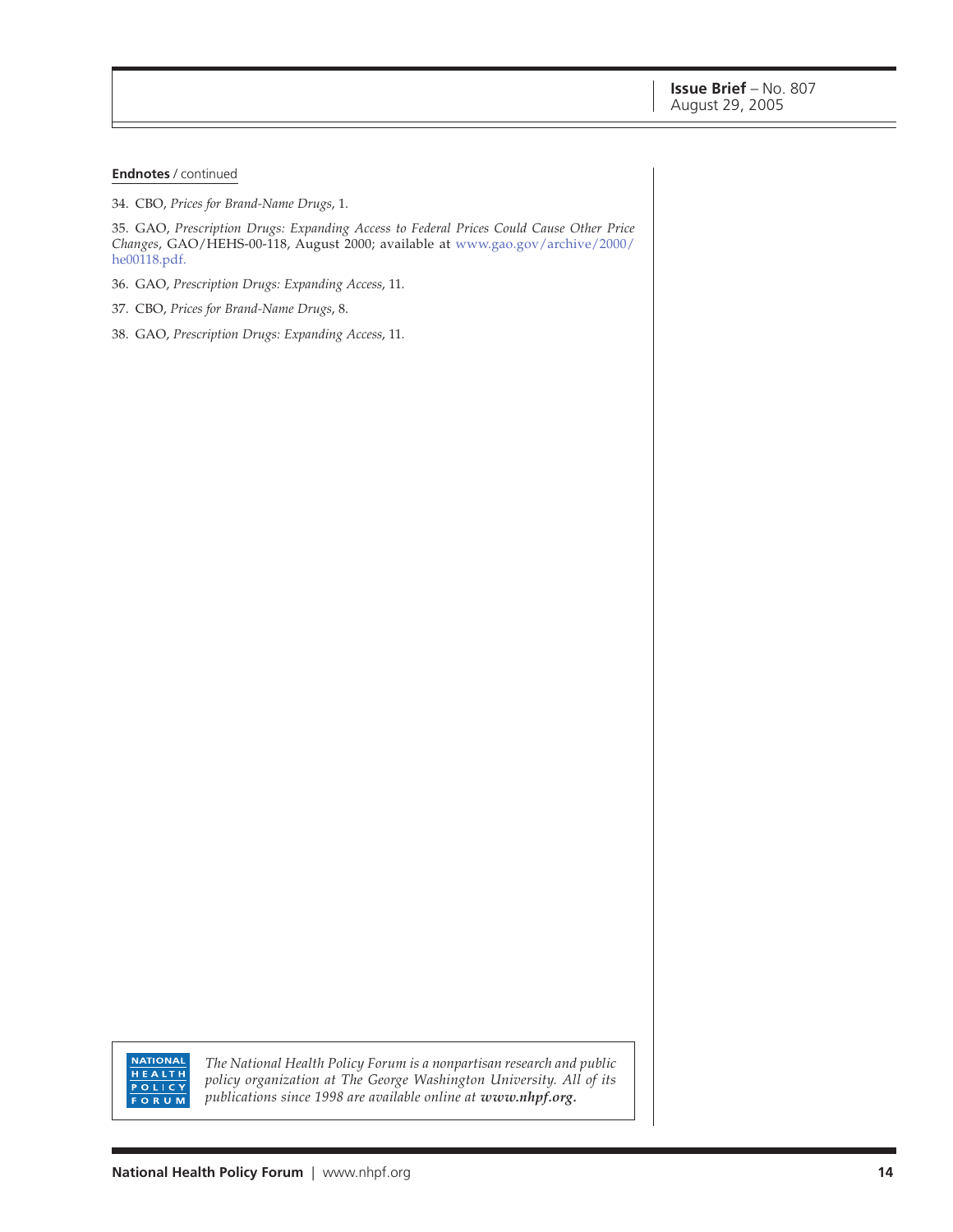**Endnotes** / continued

34. CBO, *Prices for Brand-Name Drugs*, 1.

35. GAO, *Prescription Drugs: Expanding Access to Federal Prices Could Cause Other Price Changes*, GAO/HEHS-00-118, August 2000; available at www.gao.gov/archive/2000/he00118.pdf.

36. GAO, *Prescription Drugs: Expanding Access*, 11.

37. CBO, *Prices for Brand-Name Drugs*, 8.

38. GAO, *Prescription Drugs: Expanding Access*, 11.

NATIONAL HEALTH POLICY FORUM

*The National Health Policy Forum is a nonpartisan research and public policy organization at The George Washington University. All of its publications since 1998 are available online at **www.nhpf.org.***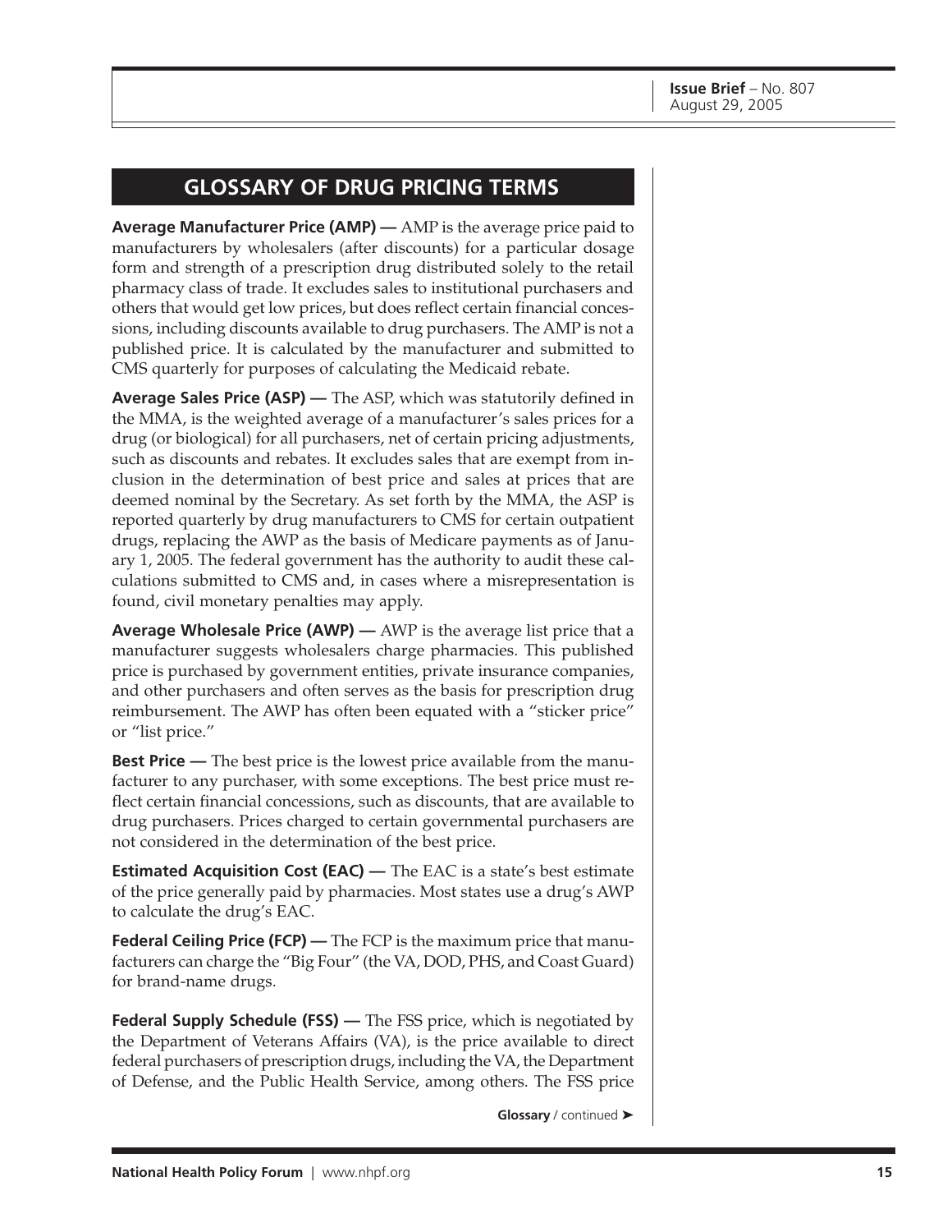## GLOSSARY OF DRUG PRICING TERMS

**Average Manufacturer Price (AMP) —** AMP is the average price paid to manufacturers by wholesalers (after discounts) for a particular dosage form and strength of a prescription drug distributed solely to the retail pharmacy class of trade. It excludes sales to institutional purchasers and others that would get low prices, but does reflect certain financial concessions, including discounts available to drug purchasers. The AMP is not a published price. It is calculated by the manufacturer and submitted to CMS quarterly for purposes of calculating the Medicaid rebate.

**Average Sales Price (ASP) —** The ASP, which was statutorily defined in the MMA, is the weighted average of a manufacturer's sales prices for a drug (or biological) for all purchasers, net of certain pricing adjustments, such as discounts and rebates. It excludes sales that are exempt from inclusion in the determination of best price and sales at prices that are deemed nominal by the Secretary. As set forth by the MMA, the ASP is reported quarterly by drug manufacturers to CMS for certain outpatient drugs, replacing the AWP as the basis of Medicare payments as of January 1, 2005. The federal government has the authority to audit these calculations submitted to CMS and, in cases where a misrepresentation is found, civil monetary penalties may apply.

**Average Wholesale Price (AWP) —** AWP is the average list price that a manufacturer suggests wholesalers charge pharmacies. This published price is purchased by government entities, private insurance companies, and other purchasers and often serves as the basis for prescription drug reimbursement. The AWP has often been equated with a "sticker price" or "list price."

**Best Price —** The best price is the lowest price available from the manufacturer to any purchaser, with some exceptions. The best price must reflect certain financial concessions, such as discounts, that are available to drug purchasers. Prices charged to certain governmental purchasers are not considered in the determination of the best price.

**Estimated Acquisition Cost (EAC) —** The EAC is a state's best estimate of the price generally paid by pharmacies. Most states use a drug's AWP to calculate the drug's EAC.

**Federal Ceiling Price (FCP) —** The FCP is the maximum price that manufacturers can charge the "Big Four" (the VA, DOD, PHS, and Coast Guard) for brand-name drugs.

**Federal Supply Schedule (FSS) —** The FSS price, which is negotiated by the Department of Veterans Affairs (VA), is the price available to direct federal purchasers of prescription drugs, including the VA, the Department of Defense, and the Public Health Service, among others. The FSS price

**Glossary** / continued ➤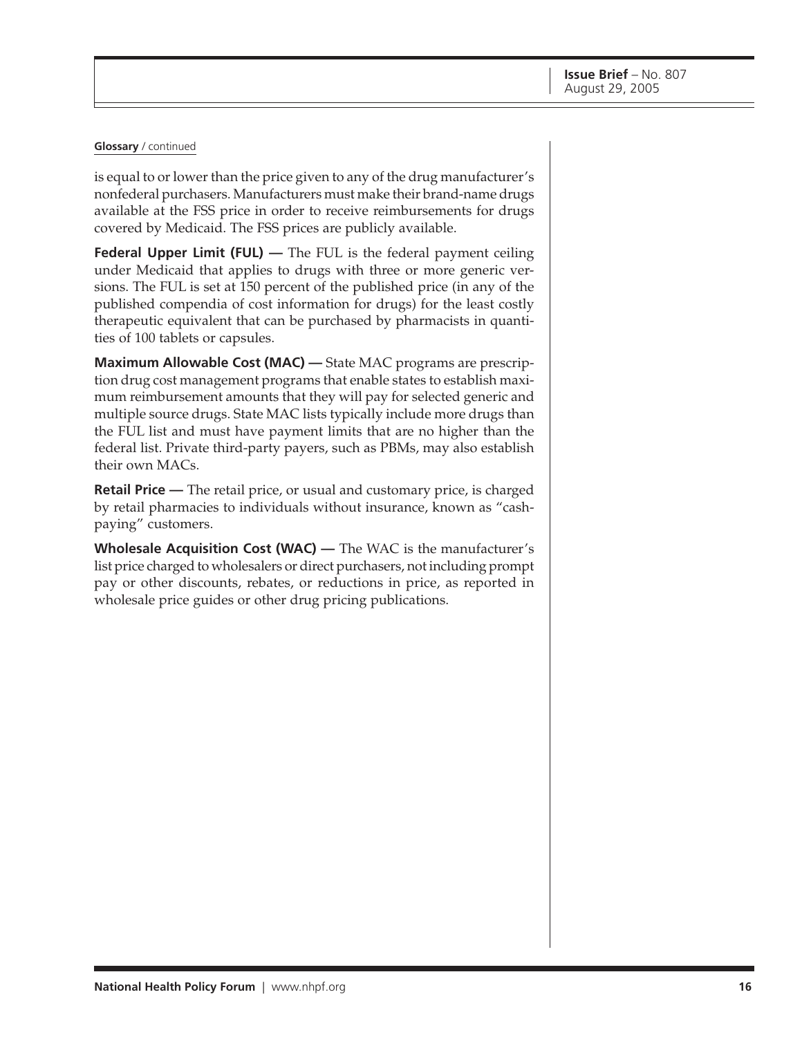**Glossary** / continued

is equal to or lower than the price given to any of the drug manufacturer's nonfederal purchasers. Manufacturers must make their brand-name drugs available at the FSS price in order to receive reimbursements for drugs covered by Medicaid. The FSS prices are publicly available.

**Federal Upper Limit (FUL) —** The FUL is the federal payment ceiling under Medicaid that applies to drugs with three or more generic versions. The FUL is set at 150 percent of the published price (in any of the published compendia of cost information for drugs) for the least costly therapeutic equivalent that can be purchased by pharmacists in quantities of 100 tablets or capsules.

**Maximum Allowable Cost (MAC) —** State MAC programs are prescription drug cost management programs that enable states to establish maximum reimbursement amounts that they will pay for selected generic and multiple source drugs. State MAC lists typically include more drugs than the FUL list and must have payment limits that are no higher than the federal list. Private third-party payers, such as PBMs, may also establish their own MACs.

**Retail Price —** The retail price, or usual and customary price, is charged by retail pharmacies to individuals without insurance, known as "cash-paying" customers.

**Wholesale Acquisition Cost (WAC) —** The WAC is the manufacturer's list price charged to wholesalers or direct purchasers, not including prompt pay or other discounts, rebates, or reductions in price, as reported in wholesale price guides or other drug pricing publications.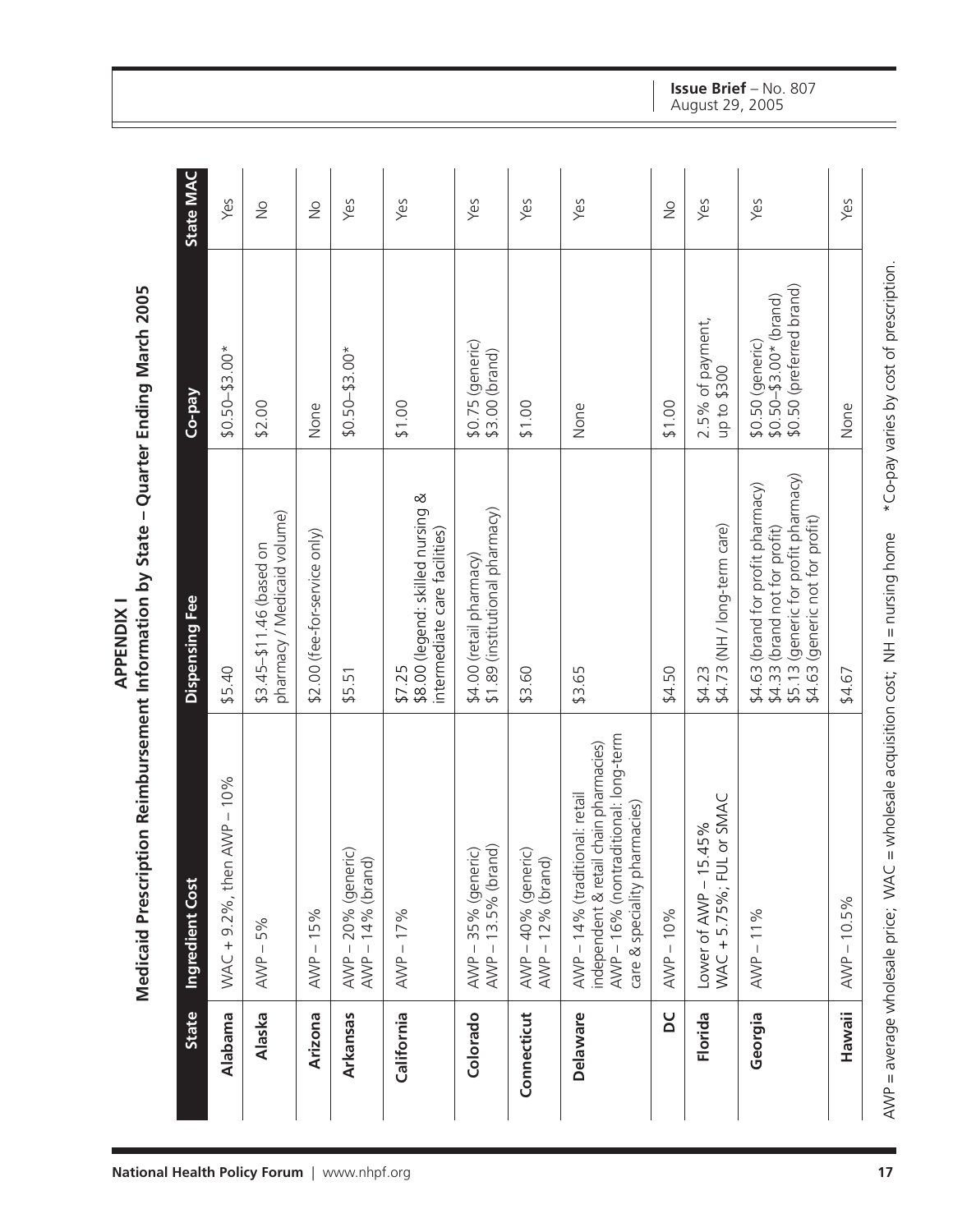## APPENDIX I

## Medicaid Prescription Reimbursement Information by State – Quarter Ending March 2005

| State | Ingredient Cost | Dispensing Fee | Co-pay | State MAC |
|---|---|---|---|---|
| **Alabama** | WAC + 9.2%, then AWP – 10% | $5.40 | $0.50–$3.00* | Yes |
| **Alaska** | AWP – 5% | $3.45–$11.46 (based on pharmacy / Medicaid volume) | $2.00 | No |
| **Arizona** | AWP – 15% | $2.00 (fee-for-service only) | None | No |
| **Arkansas** | AWP – 20% (generic)<br>AWP – 14% (brand) | $5.51 | $0.50–$3.00* | Yes |
| **California** | AWP – 17% | $7.25<br>$8.00 (legend: skilled nursing & intermediate care facilities) | $1.00 | Yes |
| **Colorado** | AWP – 35% (generic)<br>AWP – 13.5% (brand) | $4.00 (retail pharmacy)<br>$1.89 (institutional pharmacy) | $0.75 (generic)<br>$3.00 (brand) | Yes |
| **Connecticut** | AWP – 40% (generic)<br>AWP – 12% (brand) | $3.60 | $1.00 | Yes |
| **Delaware** | AWP – 14% (traditional: retail independent & retail chain pharmacies)<br>AWP – 16% (nontraditional: long-term care & speciality pharmacies) | $3.65 | None | Yes |
| **DC** | AWP – 10% | $4.50 | $1.00 | No |
| **Florida** | Lower of AWP – 15.45%<br>WAC + 5.75%; FUL or SMAC | $4.23<br>$4.73 (NH / long-term care) | 2.5% of payment, up to $300 | Yes |
| **Georgia** | AWP – 11% | $4.63 (brand for profit pharmacy)<br>$4.33 (brand not for profit)<br>$5.13 (generic for profit pharmacy)<br>$4.63 (generic not for profit) | $0.50 (generic)<br>$0.50–$3.00* (brand)<br>$0.50 (preferred brand) | Yes |
| **Hawaii** | AWP – 10.5% | $4.67 | None | Yes |

AWP = average wholesale price; WAC = wholesale acquisition cost; NH = nursing home  *Co-pay varies by cost of prescription.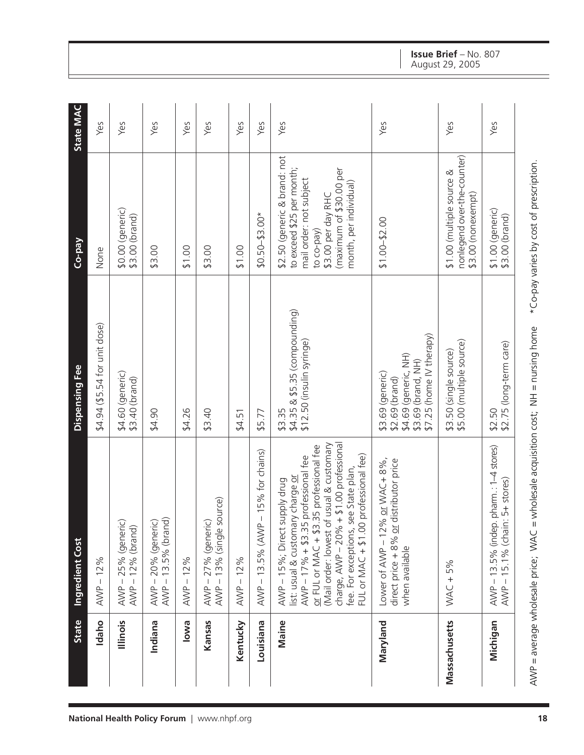| State | Ingredient Cost | Dispensing Fee | Co-pay | State MAC |
|---|---|---|---|---|
| **Idaho** | AWP – 12% | $4.94 ($5.54 for unit dose) | None | Yes |
| **Illinois** | AWP – 25% (generic)<br>AWP – 12% (brand) | $4.60 (generic)<br>$3.40 (brand) | $0.00 (generic)<br>$3.00 (brand) | Yes |
| **Indiana** | AWP – 20% (generic)<br>AWP – 13.5% (brand) | $4.90 | $3.00 | Yes |
| **Iowa** | AWP – 12% | $4.26 | $1.00 | Yes |
| **Kansas** | AWP – 27% (generic)<br>AWP – 13% (single source) | $3.40 | $3.00 | Yes |
| **Kentucky** | AWP – 12% | $4.51 | $1.00 | Yes |
| **Louisiana** | AWP – 13.5% (AWP – 15% for chains) | $5.77 | $0.50–$3.00* | Yes |
| **Maine** | AWP – 15%; Direct supply drug list: usual & customary charge or AWP – 17% + $3.35 professional fee or FUL or MAC + $3.35 professional fee (Mail order: lowest of usual & customary charge, AWP – 20% + $1.00 professional fee. For exceptions, see State plan, FUL or MAC + $1.00 professional fee) | $3.35<br>$4.35 & $5.35 (compounding)<br>$12.50 (insulin syringe) | $2.50 (generic & brand: not to exceed $25 per month; mail order: not subject to co-pay)<br>$3.00 per day RHC (maximum of $30.00 per month, per individual) | Yes |
| **Maryland** | Lower of AWP – 12% or WAC + 8%, direct price + 8% or distributor price when available | $3.69 (generic)<br>$2.69 (brand)<br>$4.69 (generic, NH)<br>$3.69 (brand, NH)<br>$7.25 (home IV therapy) | $1.00–$2.00 | Yes |
| **Massachusetts** | WAC + 5% | $3.50 (single source)<br>$5.00 (multiple source) | $1.00 (multiple source & nonlegend over-the-counter)<br>$3.00 (nonexempt) | Yes |
| **Michigan** | AWP – 13.5% (indep. pharm.: 1–4 stores)<br>AWP – 15.1% (chain: 5+ stores) | $2.50<br>$2.75 (long-term care) | $1.00 (generic)<br>$3.00 (brand) | Yes |

AWP = average wholesale price; WAC = wholesale acquisition cost; NH = nursing home *Co-pay varies by cost of prescription.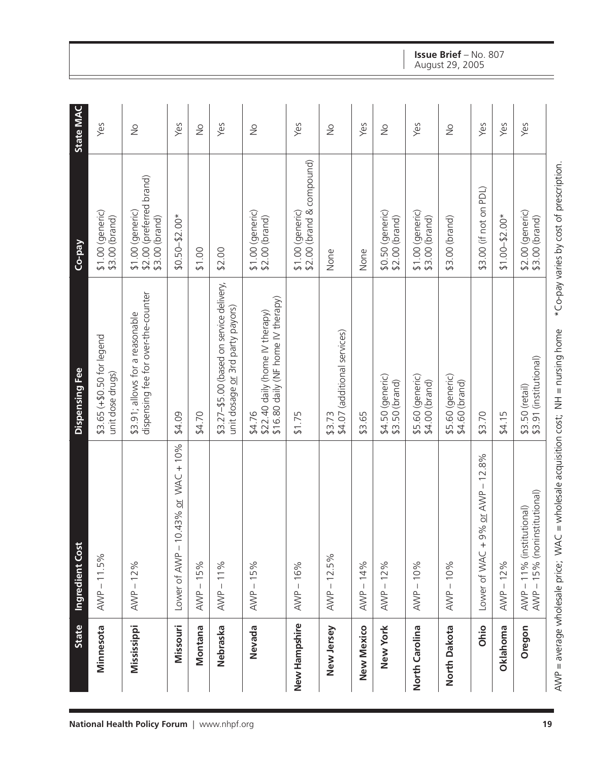| State | Ingredient Cost | Dispensing Fee | Co-pay | State MAC |
|---|---|---|---|---|
| **Minnesota** | AWP – 11.5% | $3.65 (+$0.50 for legend unit dose drugs) | $1.00 (generic)<br>$3.00 (brand) | Yes |
| **Mississippi** | AWP – 12% | $3.91; allows for a reasonable dispensing fee for over-the-counter | $1.00 (generic)<br>$2.00 (preferred brand)<br>$3.00 (brand) | No |
| **Missouri** | Lower of AWP – 10.43% or WAC + 10% | $4.09 | $0.50–$2.00* | Yes |
| **Montana** | AWP – 15% | $4.70 | $1.00 | No |
| **Nebraska** | AWP – 11% | $3.27–$5.00 (based on service delivery, unit dosage or 3rd party payors) | $2.00 | Yes |
| **Nevada** | AWP – 15% | $4.76<br>$22.40 daily (home IV therapy)<br>$16.80 daily (NF home IV therapy) | $1.00 (generic)<br>$2.00 (brand) | No |
| **New Hampshire** | AWP – 16% | $1.75 | $1.00 (generic)<br>$2.00 (brand & compound) | Yes |
| **New Jersey** | AWP – 12.5% | $3.73<br>$4.07 (additional services) | None | No |
| **New Mexico** | AWP – 14% | $3.65 | None | Yes |
| **New York** | AWP – 12% | $4.50 (generic)<br>$3.50 (brand) | $0.50 (generic)<br>$2.00 (brand) | No |
| **North Carolina** | AWP – 10% | $5.60 (generic)<br>$4.00 (brand) | $1.00 (generic)<br>$3.00 (brand) | Yes |
| **North Dakota** | AWP – 10% | $5.60 (generic)<br>$4.60 (brand) | $3.00 (brand) | No |
| **Ohio** | Lower of WAC + 9% or AWP – 12.8% | $3.70 | $3.00 (if not on PDL) | Yes |
| **Oklahoma** | AWP – 12% | $4.15 | $1.00–$2.00* | Yes |
| **Oregon** | AWP – 11% (institutional)<br>AWP – 15% (noninstitutional) | $3.50 (retail)<br>$3.91 (institutional) | $2.00 (generic)<br>$3.00 (brand) | Yes |

AWP = average wholesale price; WAC = wholesale acquisition cost; NH = nursing home *Co-pay varies by cost of prescription.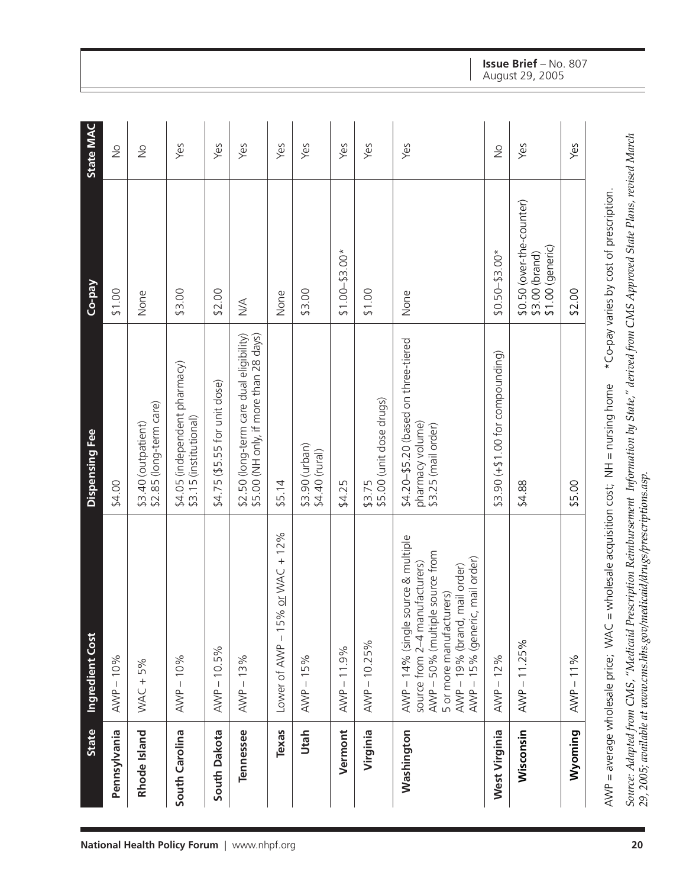| State | Ingredient Cost | Dispensing Fee | Co-pay | State MAC |
|---|---|---|---|---|
| **Pennsylvania** | AWP – 10% | $4.00 | $1.00 | No |
| **Rhode Island** | WAC + 5% | $3.40 (outpatient)<br>$2.85 (long-term care) | None | No |
| **South Carolina** | AWP – 10% | $4.05 (independent pharmacy)<br>$3.15 (institutional) | $3.00 | Yes |
| **South Dakota** | AWP – 10.5% | $4.75 ($5.55 for unit dose) | $2.00 | Yes |
| **Tennessee** | AWP – 13% | $2.50 (long-term care dual eligibility)<br>$5.00 (NH only, if more than 28 days) | N/A | Yes |
| **Texas** | Lower of AWP – 15% or WAC + 12% | $5.14 | None | Yes |
| **Utah** | AWP – 15% | $3.90 (urban)<br>$4.40 (rural) | $3.00 | Yes |
| **Vermont** | AWP – 11.9% | $4.25 | $1.00–$3.00* | Yes |
| **Virginia** | AWP – 10.25% | $3.75<br>$5.00 (unit dose drugs) | $1.00 | Yes |
| **Washington** | AWP – 14% (single source & multiple source from 2–4 manufacturers)<br>AWP – 50% (multiple source from 5 or more manufacturers)<br>AWP – 19% (brand, mail order)<br>AWP – 15% (generic, mail order) | $4.20–$5.20 (based on three-tiered pharmacy volume)<br>$3.25 (mail order) | None | Yes |
| **West Virginia** | AWP – 12% | $3.90 (+$1.00 for compounding) | $0.50–$3.00* | No |
| **Wisconsin** | AWP – 11.25% | $4.88 | $0.50 (over-the-counter)<br>$3.00 (brand)<br>$1.00 (generic) | Yes |
| **Wyoming** | AWP – 11% | $5.00 | $2.00 | Yes |

AWP = average wholesale price; WAC = wholesale acquisition cost; NH = nursing home *Co-pay varies by cost of prescription.

*Source: Adapted from CMS, "Medicaid Prescription Reimbursement Information by State," derived from CMS Approved State Plans, revised March 29, 2005; available at www.cms.hhs.gov/medicaid/drugs/prescriptions.asp.*